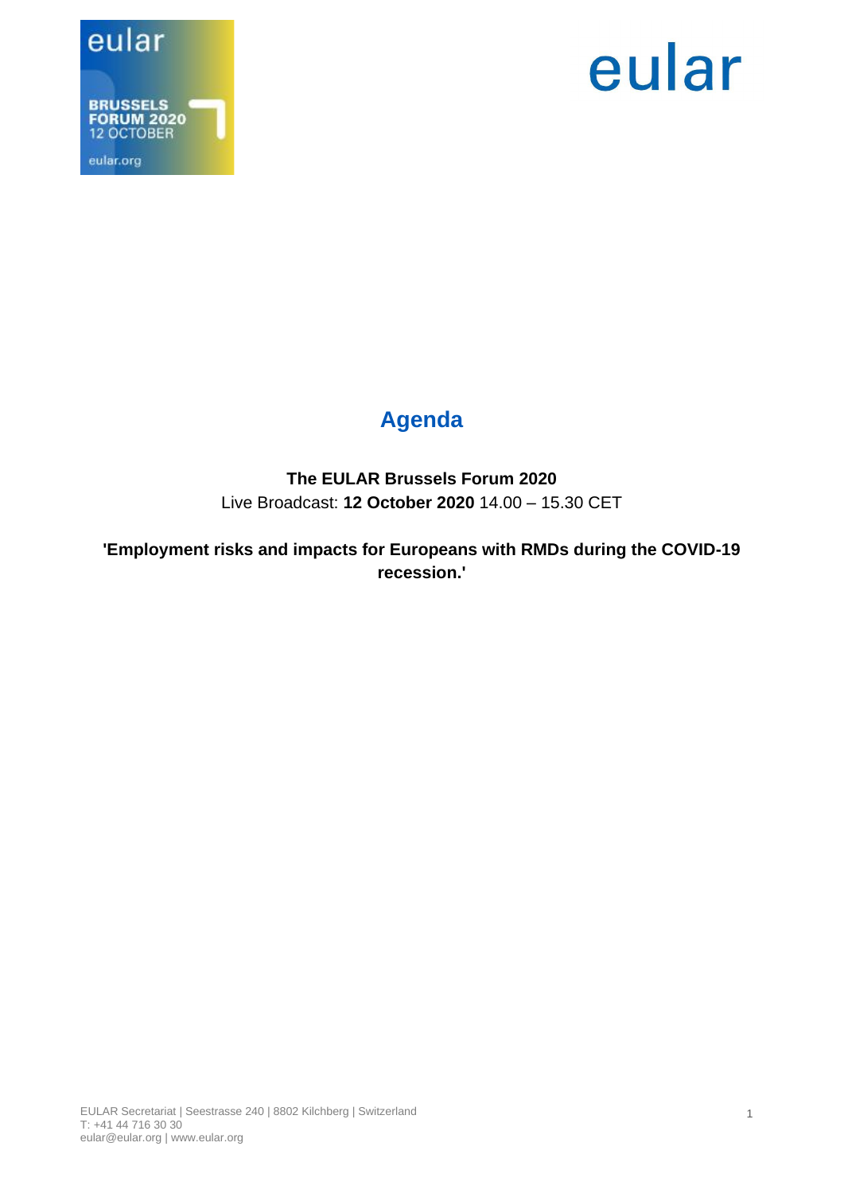# Agenda

**The EULAR Brussels Forum 2020**
Live Broadcast: **12 October 2020** 14.00 – 15.30 CET

**'Employment risks and impacts for Europeans with RMDs during the COVID-19 recession.'**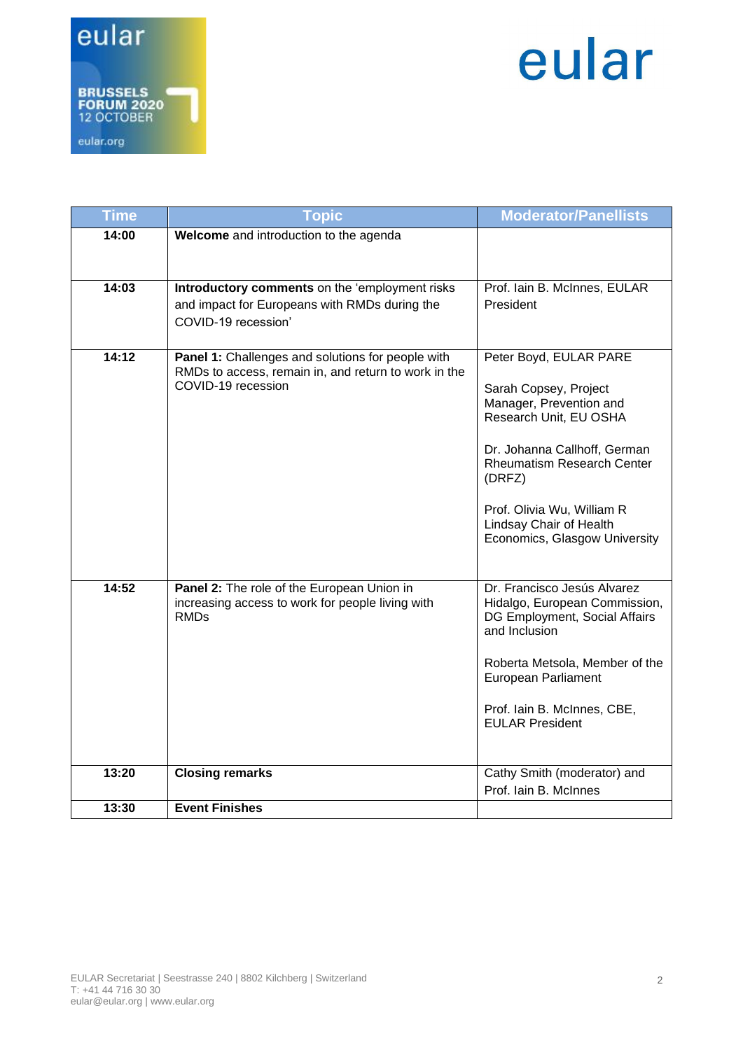| Time | Topic | Moderator/Panellists |
|---|---|---|
| 14:00 | **Welcome** and introduction to the agenda | |
| 14:03 | **Introductory comments** on the 'employment risks and impact for Europeans with RMDs during the COVID-19 recession' | Prof. Iain B. McInnes, EULAR President |
| 14:12 | **Panel 1:** Challenges and solutions for people with RMDs to access, remain in, and return to work in the COVID-19 recession | Peter Boyd, EULAR PARE<br><br>Sarah Copsey, Project Manager, Prevention and Research Unit, EU OSHA<br><br>Dr. Johanna Callhoff, German Rheumatism Research Center (DRFZ)<br><br>Prof. Olivia Wu, William R Lindsay Chair of Health Economics, Glasgow University |
| 14:52 | **Panel 2:** The role of the European Union in increasing access to work for people living with RMDs | Dr. Francisco Jesús Alvarez Hidalgo, European Commission, DG Employment, Social Affairs and Inclusion<br><br>Roberta Metsola, Member of the European Parliament<br><br>Prof. Iain B. McInnes, CBE, EULAR President |
| 13:20 | **Closing remarks** | Cathy Smith (moderator) and Prof. Iain B. McInnes |
| 13:30 | **Event Finishes** | |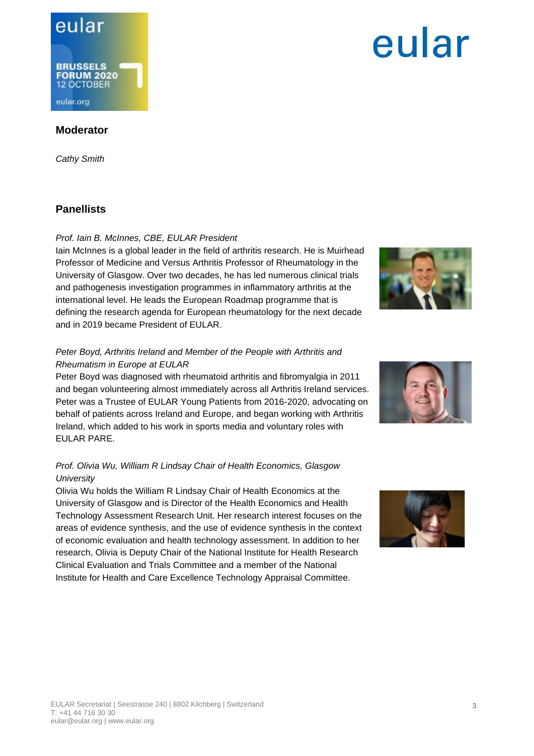## Moderator

*Cathy Smith*

## Panellists

*Prof. Iain B. McInnes, CBE, EULAR President*

Iain McInnes is a global leader in the field of arthritis research. He is Muirhead Professor of Medicine and Versus Arthritis Professor of Rheumatology in the University of Glasgow. Over two decades, he has led numerous clinical trials and pathogenesis investigation programmes in inflammatory arthritis at the international level. He leads the European Roadmap programme that is defining the research agenda for European rheumatology for the next decade and in 2019 became President of EULAR.

*Peter Boyd, Arthritis Ireland and Member of the People with Arthritis and Rheumatism in Europe at EULAR*

Peter Boyd was diagnosed with rheumatoid arthritis and fibromyalgia in 2011 and began volunteering almost immediately across all Arthritis Ireland services. Peter was a Trustee of EULAR Young Patients from 2016-2020, advocating on behalf of patients across Ireland and Europe, and began working with Arthritis Ireland, which added to his work in sports media and voluntary roles with EULAR PARE.

*Prof. Olivia Wu, William R Lindsay Chair of Health Economics, Glasgow University*

Olivia Wu holds the William R Lindsay Chair of Health Economics at the University of Glasgow and is Director of the Health Economics and Health Technology Assessment Research Unit. Her research interest focuses on the areas of evidence synthesis, and the use of evidence synthesis in the context of economic evaluation and health technology assessment. In addition to her research, Olivia is Deputy Chair of the National Institute for Health Research Clinical Evaluation and Trials Committee and a member of the National Institute for Health and Care Excellence Technology Appraisal Committee.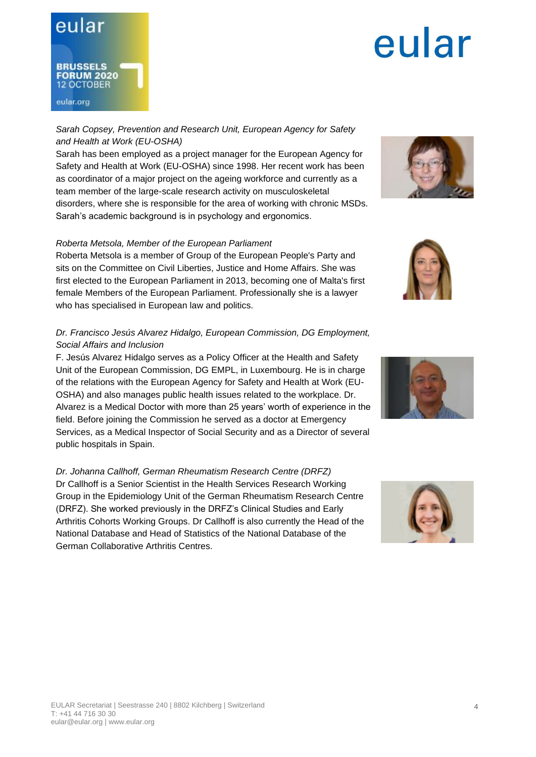*Sarah Copsey, Prevention and Research Unit, European Agency for Safety and Health at Work (EU-OSHA)*

Sarah has been employed as a project manager for the European Agency for Safety and Health at Work (EU-OSHA) since 1998. Her recent work has been as coordinator of a major project on the ageing workforce and currently as a team member of the large-scale research activity on musculoskeletal disorders, where she is responsible for the area of working with chronic MSDs. Sarah's academic background is in psychology and ergonomics.

*Roberta Metsola, Member of the European Parliament*

Roberta Metsola is a member of Group of the European People's Party and sits on the Committee on Civil Liberties, Justice and Home Affairs. She was first elected to the European Parliament in 2013, becoming one of Malta's first female Members of the European Parliament. Professionally she is a lawyer who has specialised in European law and politics.

*Dr. Francisco Jesús Alvarez Hidalgo, European Commission, DG Employment, Social Affairs and Inclusion*

F. Jesús Alvarez Hidalgo serves as a Policy Officer at the Health and Safety Unit of the European Commission, DG EMPL, in Luxembourg. He is in charge of the relations with the European Agency for Safety and Health at Work (EU-OSHA) and also manages public health issues related to the workplace. Dr. Alvarez is a Medical Doctor with more than 25 years' worth of experience in the field. Before joining the Commission he served as a doctor at Emergency Services, as a Medical Inspector of Social Security and as a Director of several public hospitals in Spain.

*Dr. Johanna Callhoff, German Rheumatism Research Centre (DRFZ)*

Dr Callhoff is a Senior Scientist in the Health Services Research Working Group in the Epidemiology Unit of the German Rheumatism Research Centre (DRFZ). She worked previously in the DRFZ's Clinical Studies and Early Arthritis Cohorts Working Groups. Dr Callhoff is also currently the Head of the National Database and Head of Statistics of the National Database of the German Collaborative Arthritis Centres.